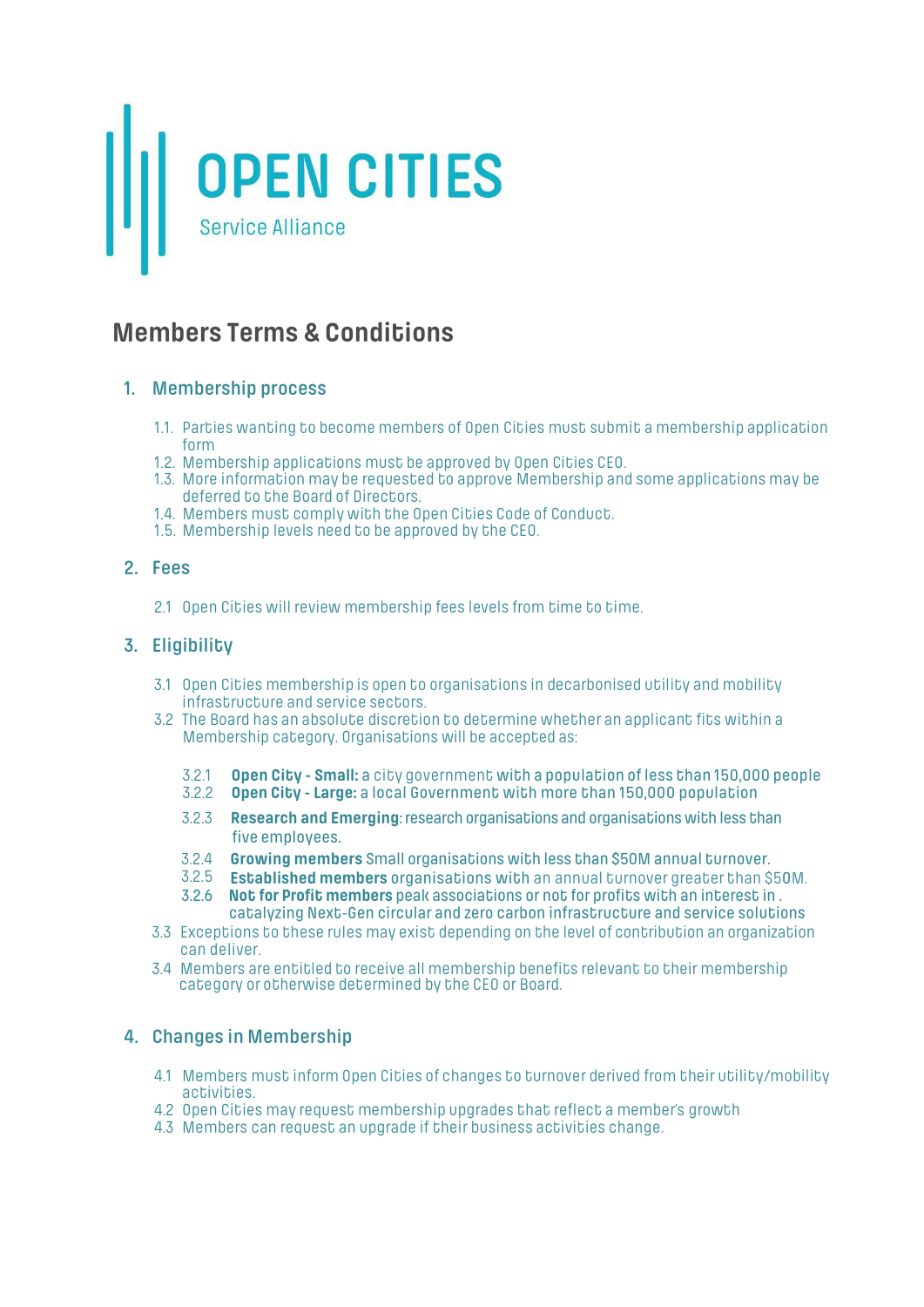# OPEN CITIES

Service Alliance

## Members Terms & Conditions

### 1. Membership process

1.1. Parties wanting to become members of Open Cities must submit a membership application form

1.2. Membership applications must be approved by Open Cities CEO.

1.3. More information may be requested to approve Membership and some applications may be deferred to the Board of Directors.

1.4. Members must comply with the Open Cities Code of Conduct.

1.5. Membership levels need to be approved by the CEO.

### 2. Fees

2.1 Open Cities will review membership fees levels from time to time.

### 3. Eligibility

3.1 Open Cities membership is open to organisations in decarbonised utility and mobility infrastructure and service sectors.

3.2 The Board has an absolute discretion to determine whether an applicant fits within a Membership category. Organisations will be accepted as:

3.2.1 **Open City - Small:** a city government with a population of less than 150,000 people

3.2.2 **Open City - Large:** a local Government with more than 150,000 population

3.2.3 **Research and Emerging**: research organisations and organisations with less than five employees.

3.2.4 **Growing members** Small organisations with less than $50M annual turnover.

3.2.5 **Established members** organisations with an annual turnover greater than $50M.

3.2.6 **Not for Profit members** peak associations or not for profits with an interest in . catalyzing Next-Gen circular and zero carbon infrastructure and service solutions

3.3 Exceptions to these rules may exist depending on the level of contribution an organization can deliver.

3.4 Members are entitled to receive all membership benefits relevant to their membership category or otherwise determined by the CEO or Board.

### 4. Changes in Membership

4.1 Members must inform Open Cities of changes to turnover derived from their utility/mobility activities.

4.2 Open Cities may request membership upgrades that reflect a member's growth

4.3 Members can request an upgrade if their business activities change.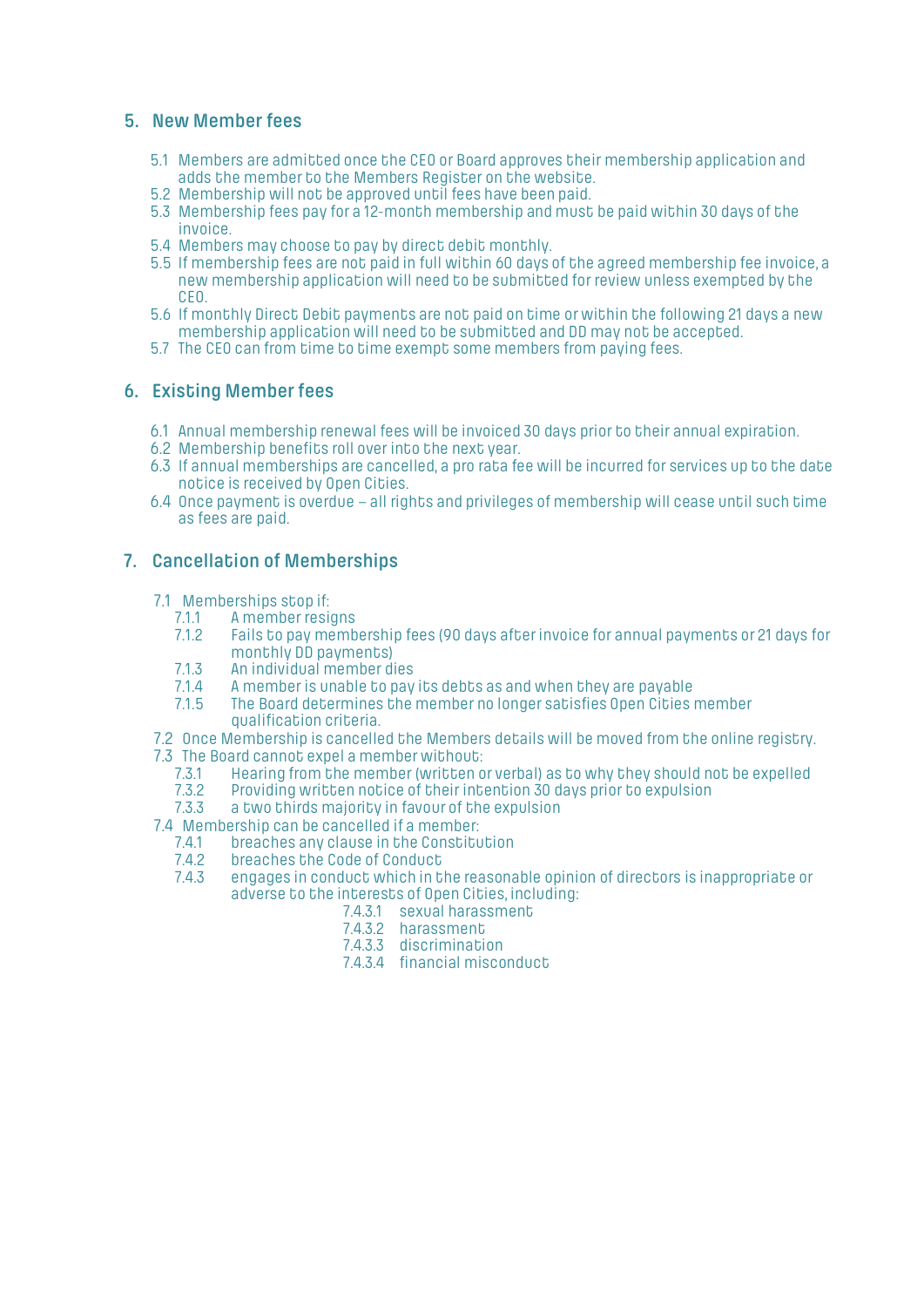## 5. New Member fees

5.1 Members are admitted once the CEO or Board approves their membership application and adds the member to the Members Register on the website.
5.2 Membership will not be approved until fees have been paid.
5.3 Membership fees pay for a 12-month membership and must be paid within 30 days of the invoice.
5.4 Members may choose to pay by direct debit monthly.
5.5 If membership fees are not paid in full within 60 days of the agreed membership fee invoice, a new membership application will need to be submitted for review unless exempted by the CEO.
5.6 If monthly Direct Debit payments are not paid on time or within the following 21 days a new membership application will need to be submitted and DD may not be accepted.
5.7 The CEO can from time to time exempt some members from paying fees.

## 6. Existing Member fees

6.1 Annual membership renewal fees will be invoiced 30 days prior to their annual expiration.
6.2 Membership benefits roll over into the next year.
6.3 If annual memberships are cancelled, a pro rata fee will be incurred for services up to the date notice is received by Open Cities.
6.4 Once payment is overdue – all rights and privileges of membership will cease until such time as fees are paid.

## 7. Cancellation of Memberships

7.1 Memberships stop if:
- 7.1.1 A member resigns
- 7.1.2 Fails to pay membership fees (90 days after invoice for annual payments or 21 days for monthly DD payments)
- 7.1.3 An individual member dies
- 7.1.4 A member is unable to pay its debts as and when they are payable
- 7.1.5 The Board determines the member no longer satisfies Open Cities member qualification criteria.

7.2 Once Membership is cancelled the Members details will be moved from the online registry.
7.3 The Board cannot expel a member without:
- 7.3.1 Hearing from the member (written or verbal) as to why they should not be expelled
- 7.3.2 Providing written notice of their intention 30 days prior to expulsion
- 7.3.3 a two thirds majority in favour of the expulsion

7.4 Membership can be cancelled if a member:
- 7.4.1 breaches any clause in the Constitution
- 7.4.2 breaches the Code of Conduct
- 7.4.3 engages in conduct which in the reasonable opinion of directors is inappropriate or adverse to the interests of Open Cities, including:
  - 7.4.3.1 sexual harassment
  - 7.4.3.2 harassment
  - 7.4.3.3 discrimination
  - 7.4.3.4 financial misconduct